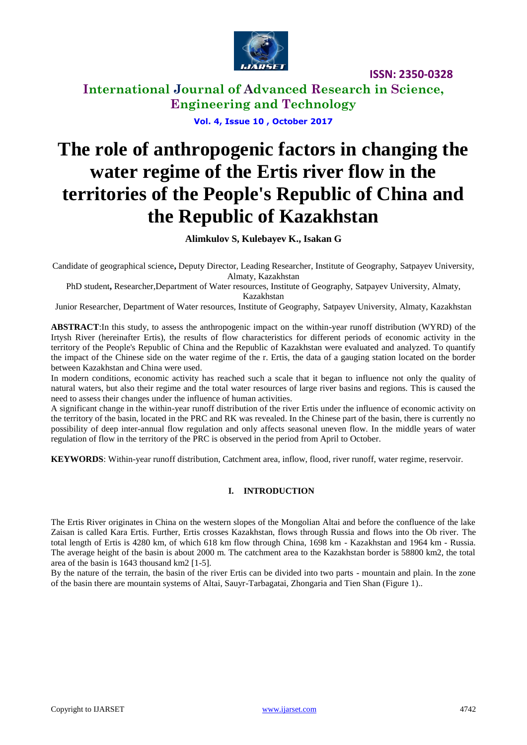# The role of anthropogenic factors in changing the water regime of the Ertis river flow in the territories of the People's Republic of China and the Republic of Kazakhstan

**Alimkulov S, Kulebayev K., Isakan G**

Candidate of geographical science**,** Deputy Director, Leading Researcher, Institute of Geography, Satpayev University, Almaty, Kazakhstan

PhD student**,** Researcher,Department of Water resources, Institute of Geography, Satpayev University, Almaty, Kazakhstan

Junior Researcher, Department of Water resources, Institute of Geography, Satpayev University, Almaty, Kazakhstan

**ABSTRACT**:In this study, to assess the anthropogenic impact on the within-year runoff distribution (WYRD) of the Irtysh River (hereinafter Ertis), the results of flow characteristics for different periods of economic activity in the territory of the People's Republic of China and the Republic of Kazakhstan were evaluated and analyzed. To quantify the impact of the Chinese side on the water regime of the r. Ertis, the data of a gauging station located on the border between Kazakhstan and China were used.

In modern conditions, economic activity has reached such a scale that it began to influence not only the quality of natural waters, but also their regime and the total water resources of large river basins and regions. This is caused the need to assess their changes under the influence of human activities.

A significant change in the within-year runoff distribution of the river Ertis under the influence of economic activity on the territory of the basin, located in the PRC and RK was revealed. In the Chinese part of the basin, there is currently no possibility of deep inter-annual flow regulation and only affects seasonal uneven flow. In the middle years of water regulation of flow in the territory of the PRC is observed in the period from April to October.

**KEYWORDS**: Within-year runoff distribution, Catchment area, inflow, flood, river runoff, water regime, reservoir.

## I. INTRODUCTION

The Ertis River originates in China on the western slopes of the Mongolian Altai and before the confluence of the lake Zaisan is called Kara Ertis. Further, Ertis crosses Kazakhstan, flows through Russia and flows into the Ob river. The total length of Ertis is 4280 km, of which 618 km flow through China, 1698 km - Kazakhstan and 1964 km - Russia. The average height of the basin is about 2000 m. The catchment area to the Kazakhstan border is 58800 km2, the total area of the basin is 1643 thousand km2 [1-5].

By the nature of the terrain, the basin of the river Ertis can be divided into two parts - mountain and plain. In the zone of the basin there are mountain systems of Altai, Sauyr-Tarbagatai, Zhongaria and Tien Shan (Figure 1)..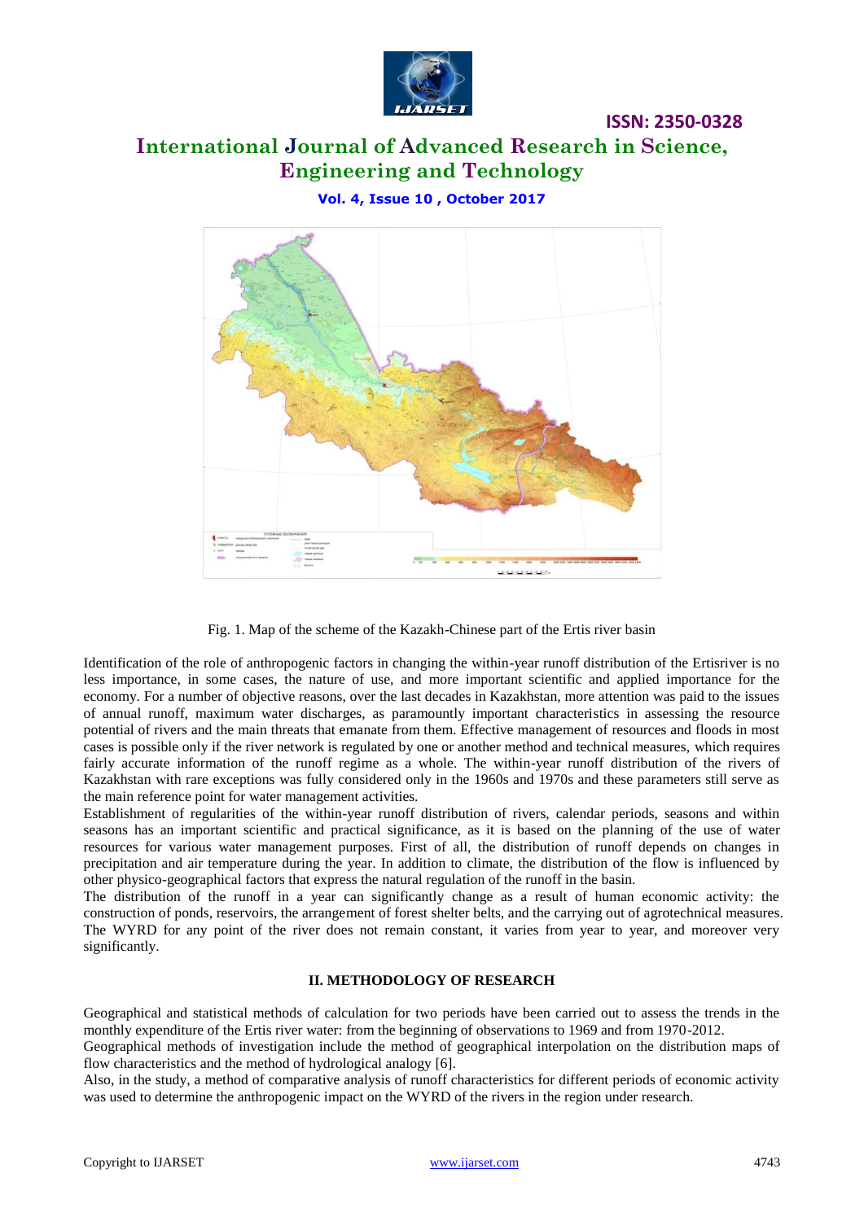Fig. 1. Map of the scheme of the Kazakh-Chinese part of the Ertis river basin

Identification of the role of anthropogenic factors in changing the within-year runoff distribution of the Ertisriver is no less importance, in some cases, the nature of use, and more important scientific and applied importance for the economy. For a number of objective reasons, over the last decades in Kazakhstan, more attention was paid to the issues of annual runoff, maximum water discharges, as paramountly important characteristics in assessing the resource potential of rivers and the main threats that emanate from them. Effective management of resources and floods in most cases is possible only if the river network is regulated by one or another method and technical measures, which requires fairly accurate information of the runoff regime as a whole. The within-year runoff distribution of the rivers of Kazakhstan with rare exceptions was fully considered only in the 1960s and 1970s and these parameters still serve as the main reference point for water management activities.

Establishment of regularities of the within-year runoff distribution of rivers, calendar periods, seasons and within seasons has an important scientific and practical significance, as it is based on the planning of the use of water resources for various water management purposes. First of all, the distribution of runoff depends on changes in precipitation and air temperature during the year. In addition to climate, the distribution of the flow is influenced by other physico-geographical factors that express the natural regulation of the runoff in the basin.

The distribution of the runoff in a year can significantly change as a result of human economic activity: the construction of ponds, reservoirs, the arrangement of forest shelter belts, and the carrying out of agrotechnical measures. The WYRD for any point of the river does not remain constant, it varies from year to year, and moreover very significantly.

## II. METHODOLOGY OF RESEARCH

Geographical and statistical methods of calculation for two periods have been carried out to assess the trends in the monthly expenditure of the Ertis river water: from the beginning of observations to 1969 and from 1970-2012.

Geographical methods of investigation include the method of geographical interpolation on the distribution maps of flow characteristics and the method of hydrological analogy [6].

Also, in the study, a method of comparative analysis of runoff characteristics for different periods of economic activity was used to determine the anthropogenic impact on the WYRD of the rivers in the region under research.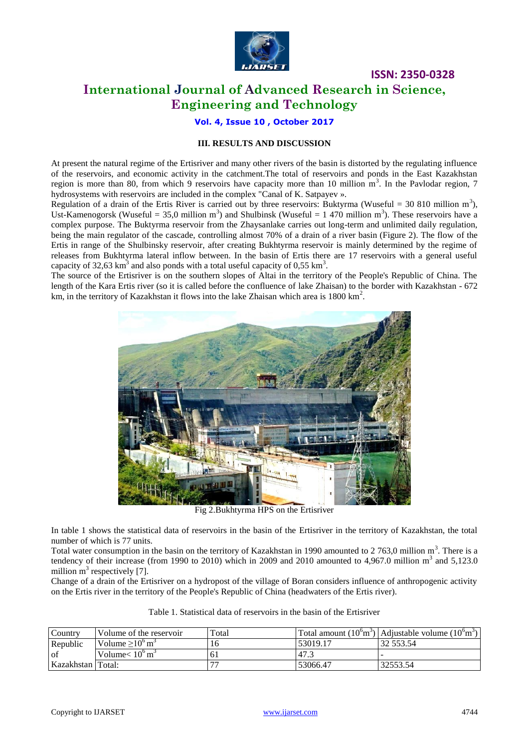### III. RESULTS AND DISCUSSION

At present the natural regime of the Ertisriver and many other rivers of the basin is distorted by the regulating influence of the reservoirs, and economic activity in the catchment.The total of reservoirs and ponds in the East Kazakhstan region is more than 80, from which 9 reservoirs have capacity more than 10 million $m^3$. In the Pavlodar region, 7 hydrosystems with reservoirs are included in the complex "Canal of K. Satpayev ».

Regulation of a drain of the Ertis River is carried out by three reservoirs: Buktyrma (Wuseful = 30 810 million $m^3$), Ust-Kamenogorsk (Wuseful = 35,0 million $m^3$) and Shulbinsk (Wuseful = 1 470 million $m^3$). These reservoirs have a complex purpose. The Buktyrma reservoir from the Zhaysanlake carries out long-term and unlimited daily regulation, being the main regulator of the cascade, controlling almost 70% of a drain of a river basin (Figure 2). The flow of the Ertis in range of the Shulbinsky reservoir, after creating Bukhtyrma reservoir is mainly determined by the regime of releases from Bukhtyrma lateral inflow between. In the basin of Ertis there are 17 reservoirs with a general useful capacity of 32,63 $km^3$ and also ponds with a total useful capacity of 0,55 $km^3$.

The source of the Ertisriver is on the southern slopes of Altai in the territory of the People's Republic of China. The length of the Kara Ertis river (so it is called before the confluence of lake Zhaisan) to the border with Kazakhstan - 672 km, in the territory of Kazakhstan it flows into the lake Zhaisan which area is 1800 $km^2$.

Fig 2.Bukhtyrma HPS on the Ertisriver

In table 1 shows the statistical data of reservoirs in the basin of the Ertisriver in the territory of Kazakhstan, the total number of which is 77 units.

Total water consumption in the basin on the territory of Kazakhstan in 1990 amounted to 2 763,0 million $m^3$. There is a tendency of their increase (from 1990 to 2010) which in 2009 and 2010 amounted to 4,967.0 million $m^3$ and 5,123.0 million $m^3$ respectively [7].

Change of a drain of the Ertisriver on a hydropost of the village of Boran considers influence of anthropogenic activity on the Ertis river in the territory of the People's Republic of China (headwaters of the Ertis river).

Table 1. Statistical data of reservoirs in the basin of the Ertisriver

| Country | Volume of the reservoir | Total | Total amount ($10^6 m^3$) | Adjustable volume ($10^6 m^3$) |
|---|---|---|---|---|
| Republic of Kazakhstan | Volume $\geq 10^6$ $m^3$ | 16 | 53019.17 | 32 553.54 |
| | Volume< $10^6$ $m^3$ | 61 | 47.3 | - |
| | Total: | 77 | 53066.47 | 32553.54 |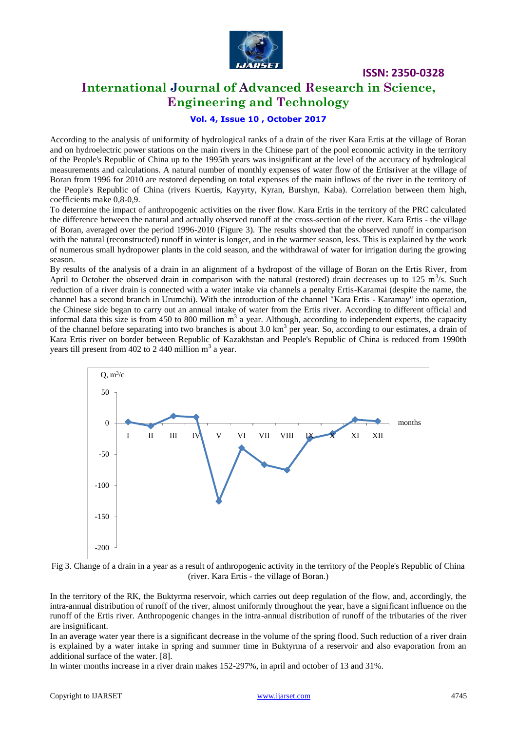According to the analysis of uniformity of hydrological ranks of a drain of the river Kara Ertis at the village of Boran and on hydroelectric power stations on the main rivers in the Chinese part of the pool economic activity in the territory of the People's Republic of China up to the 1995th years was insignificant at the level of the accuracy of hydrological measurements and calculations. A natural number of monthly expenses of water flow of the Ertisriver at the village of Boran from 1996 for 2010 are restored depending on total expenses of the main inflows of the river in the territory of the People's Republic of China (rivers Kuertis, Kayyrty, Kyran, Burshyn, Kaba). Correlation between them high, coefficients make 0,8-0,9.

To determine the impact of anthropogenic activities on the river flow. Kara Ertis in the territory of the PRC calculated the difference between the natural and actually observed runoff at the cross-section of the river. Kara Ertis - the village of Boran, averaged over the period 1996-2010 (Figure 3). The results showed that the observed runoff in comparison with the natural (reconstructed) runoff in winter is longer, and in the warmer season, less. This is explained by the work of numerous small hydropower plants in the cold season, and the withdrawal of water for irrigation during the growing season.

By results of the analysis of a drain in an alignment of a hydropost of the village of Boran on the Ertis River, from April to October the observed drain in comparison with the natural (restored) drain decreases up to 125 $m^3/s$. Such reduction of a river drain is connected with a water intake via channels a penalty Ertis-Karamai (despite the name, the channel has a second branch in Urumchi). With the introduction of the channel "Kara Ertis - Karamay" into operation, the Chinese side began to carry out an annual intake of water from the Ertis river. According to different official and informal data this size is from 450 to 800 million $m^3$ a year. Although, according to independent experts, the capacity of the channel before separating into two branches is about 3.0 $km^3$ per year. So, according to our estimates, a drain of Kara Ertis river on border between Republic of Kazakhstan and People's Republic of China is reduced from 1990th years till present from 402 to 2 440 million $m^3$ a year.

Fig 3. Change of a drain in a year as a result of anthropogenic activity in the territory of the People's Republic of China (river. Kara Ertis - the village of Boran.)

In the territory of the RK, the Buktyrma reservoir, which carries out deep regulation of the flow, and, accordingly, the intra-annual distribution of runoff of the river, almost uniformly throughout the year, have a significant influence on the runoff of the Ertis river. Anthropogenic changes in the intra-annual distribution of runoff of the tributaries of the river are insignificant.

In an average water year there is a significant decrease in the volume of the spring flood. Such reduction of a river drain is explained by a water intake in spring and summer time in Buktyrma of a reservoir and also evaporation from an additional surface of the water. [8].

In winter months increase in a river drain makes 152-297%, in april and october of 13 and 31%.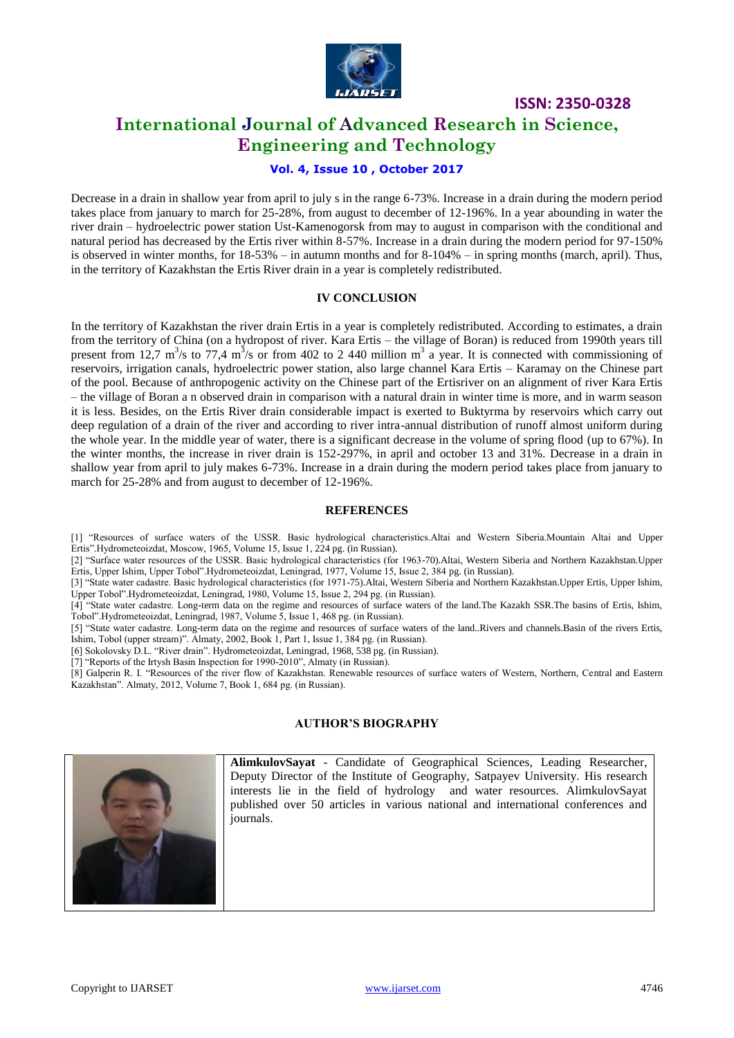Decrease in a drain in shallow year from april to july s in the range 6-73%. Increase in a drain during the modern period takes place from january to march for 25-28%, from august to december of 12-196%. In a year abounding in water the river drain – hydroelectric power station Ust-Kamenogorsk from may to august in comparison with the conditional and natural period has decreased by the Ertis river within 8-57%. Increase in a drain during the modern period for 97-150% is observed in winter months, for 18-53% – in autumn months and for 8-104% – in spring months (march, april). Thus, in the territory of Kazakhstan the Ertis River drain in a year is completely redistributed.

## IV CONCLUSION

In the territory of Kazakhstan the river drain Ertis in a year is completely redistributed. According to estimates, a drain from the territory of China (on a hydropost of river. Kara Ertis – the village of Boran) is reduced from 1990th years till present from 12,7 $m^3$/s to 77,4 $m^3$/s or from 402 to 2 440 million $m^3$ a year. It is connected with commissioning of reservoirs, irrigation canals, hydroelectric power station, also large channel Kara Ertis – Karamay on the Chinese part of the pool. Because of anthropogenic activity on the Chinese part of the Ertisriver on an alignment of river Kara Ertis – the village of Boran a n observed drain in comparison with a natural drain in winter time is more, and in warm season it is less. Besides, on the Ertis River drain considerable impact is exerted to Buktyrma by reservoirs which carry out deep regulation of a drain of the river and according to river intra-annual distribution of runoff almost uniform during the whole year. In the middle year of water, there is a significant decrease in the volume of spring flood (up to 67%). In the winter months, the increase in river drain is 152-297%, in april and october 13 and 31%. Decrease in a drain in shallow year from april to july makes 6-73%. Increase in a drain during the modern period takes place from january to march for 25-28% and from august to december of 12-196%.

## REFERENCES

[1] "Resources of surface waters of the USSR. Basic hydrological characteristics.Altai and Western Siberia.Mountain Altai and Upper Ertis".Hydrometeoizdat, Moscow, 1965, Volume 15, Issue 1, 224 pg. (in Russian).

[2] "Surface water resources of the USSR. Basic hydrological characteristics (for 1963-70).Altai, Western Siberia and Northern Kazakhstan.Upper Ertis, Upper Ishim, Upper Tobol".Hydrometeoizdat, Leningrad, 1977, Volume 15, Issue 2, 384 pg. (in Russian).

[3] "State water cadastre. Basic hydrological characteristics (for 1971-75).Altai, Western Siberia and Northern Kazakhstan.Upper Ertis, Upper Ishim, Upper Tobol".Hydrometeoizdat, Leningrad, 1980, Volume 15, Issue 2, 294 pg. (in Russian).

[4] "State water cadastre. Long-term data on the regime and resources of surface waters of the land.The Kazakh SSR.The basins of Ertis, Ishim, Tobol".Hydrometeoizdat, Leningrad, 1987, Volume 5, Issue 1, 468 pg. (in Russian).

[5] "State water cadastre. Long-term data on the regime and resources of surface waters of the land..Rivers and channels.Basin of the rivers Ertis, Ishim, Tobol (upper stream)". Almaty, 2002, Book 1, Part 1, Issue 1, 384 pg. (in Russian).

[6] Sokolovsky D.L. "River drain". Hydrometeoizdat, Leningrad, 1968, 538 pg. (in Russian).

[7] "Reports of the Irtysh Basin Inspection for 1990-2010", Almaty (in Russian).

[8] Galperin R. I. "Resources of the river flow of Kazakhstan. Renewable resources of surface waters of Western, Northern, Central and Eastern Kazakhstan". Almaty, 2012, Volume 7, Book 1, 684 pg. (in Russian).

## AUTHOR'S BIOGRAPHY

**AlimkulovSayat** - Candidate of Geographical Sciences, Leading Researcher, Deputy Director of the Institute of Geography, Satpayev University. His research interests lie in the field of hydrology and water resources. AlimkulovSayat published over 50 articles in various national and international conferences and journals.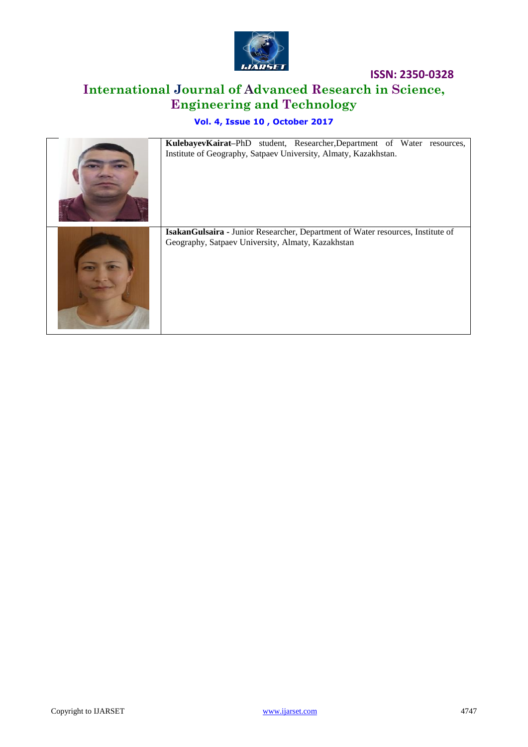| | |
|---|---|
| | **KulebayevKairat**–PhD student, Researcher,Department of Water resources, Institute of Geography, Satpaev University, Almaty, Kazakhstan. |
| | **IsakanGulsaira** - Junior Researcher, Department of Water resources, Institute of Geography, Satpaev University, Almaty, Kazakhstan |